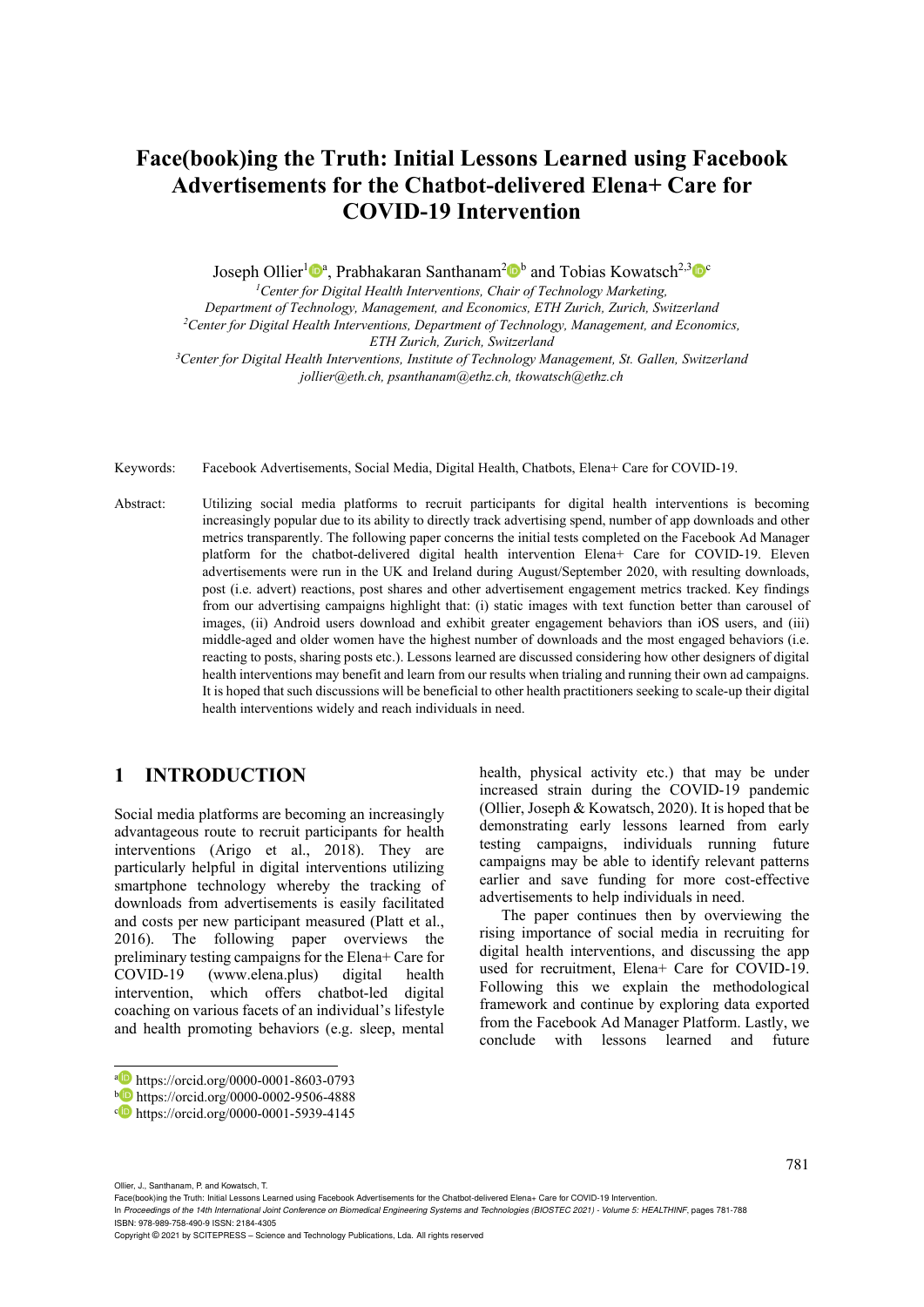# Face(book)ing the Truth: Initial Lessons Learned using Facebook Advertisements for the Chatbot-delivered Elena+ Care for COVID-19 Intervention

Joseph Ollier[1][a], Prabhakaran Santhanam[2][b] and Tobias Kowatsch[2,3][c]

[1]*Center for Digital Health Interventions, Chair of Technology Marketing, Department of Technology, Management, and Economics, ETH Zurich, Zurich, Switzerland*

[2]*Center for Digital Health Interventions, Department of Technology, Management, and Economics, ETH Zurich, Zurich, Switzerland*

[3]*Center for Digital Health Interventions, Institute of Technology Management, St. Gallen, Switzerland*

*jollier@eth.ch, psanthanam@ethz.ch, tkowatsch@ethz.ch*

Keywords: Facebook Advertisements, Social Media, Digital Health, Chatbots, Elena+ Care for COVID-19.

Abstract: Utilizing social media platforms to recruit participants for digital health interventions is becoming increasingly popular due to its ability to directly track advertising spend, number of app downloads and other metrics transparently. The following paper concerns the initial tests completed on the Facebook Ad Manager platform for the chatbot-delivered digital health intervention Elena+ Care for COVID-19. Eleven advertisements were run in the UK and Ireland during August/September 2020, with resulting downloads, post (i.e. advert) reactions, post shares and other advertisement engagement metrics tracked. Key findings from our advertising campaigns highlight that: (i) static images with text function better than carousel of images, (ii) Android users download and exhibit greater engagement behaviors than iOS users, and (iii) middle-aged and older women have the highest number of downloads and the most engaged behaviors (i.e. reacting to posts, sharing posts etc.). Lessons learned are discussed considering how other designers of digital health interventions may benefit and learn from our results when trialing and running their own ad campaigns. It is hoped that such discussions will be beneficial to other health practitioners seeking to scale-up their digital health interventions widely and reach individuals in need.

## 1 INTRODUCTION

Social media platforms are becoming an increasingly advantageous route to recruit participants for health interventions (Arigo et al., 2018). They are particularly helpful in digital interventions utilizing smartphone technology whereby the tracking of downloads from advertisements is easily facilitated and costs per new participant measured (Platt et al., 2016). The following paper overviews the preliminary testing campaigns for the Elena+ Care for COVID-19 (www.elena.plus) digital health intervention, which offers chatbot-led digital coaching on various facets of an individual's lifestyle and health promoting behaviors (e.g. sleep, mental health, physical activity etc.) that may be under increased strain during the COVID-19 pandemic (Ollier, Joseph & Kowatsch, 2020). It is hoped that be demonstrating early lessons learned from early testing campaigns, individuals running future campaigns may be able to identify relevant patterns earlier and save funding for more cost-effective advertisements to help individuals in need.

The paper continues then by overviewing the rising importance of social media in recruiting for digital health interventions, and discussing the app used for recruitment, Elena+ Care for COVID-19. Following this we explain the methodological framework and continue by exploring data exported from the Facebook Ad Manager Platform. Lastly, we conclude with lessons learned and future

[a] https://orcid.org/0000-0001-8603-0793

[b] https://orcid.org/0000-0002-9506-4888

[c] https://orcid.org/0000-0001-5939-4145

Ollier, J., Santhanam, P. and Kowatsch, T.
Face(book)ing the Truth: Initial Lessons Learned using Facebook Advertisements for the Chatbot-delivered Elena+ Care for COVID-19 Intervention.
In *Proceedings of the 14th International Joint Conference on Biomedical Engineering Systems and Technologies (BIOSTEC 2021) - Volume 5: HEALTHINF*, pages 781-788
ISBN: 978-989-758-490-9 ISSN: 2184-4305
Copyright © 2021 by SCITEPRESS – Science and Technology Publications, Lda. All rights reserved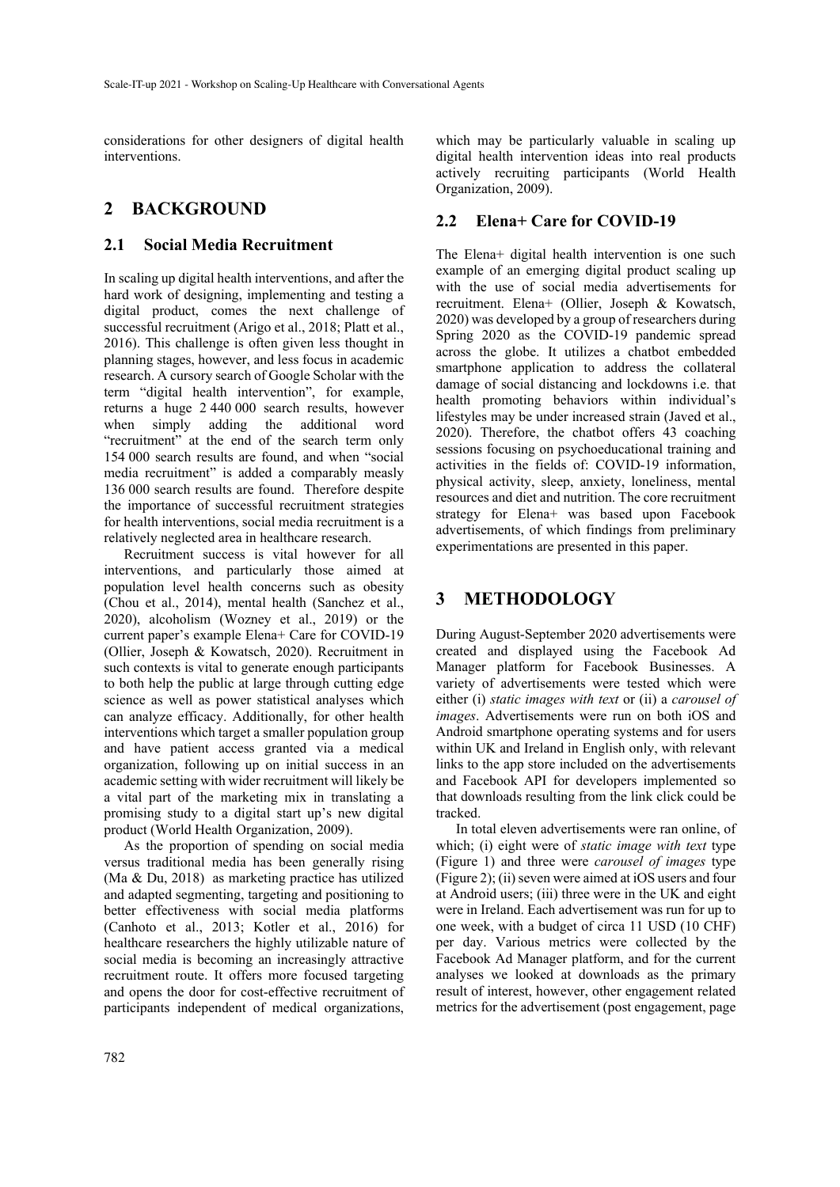considerations for other designers of digital health interventions.

## 2 BACKGROUND

### 2.1 Social Media Recruitment

In scaling up digital health interventions, and after the hard work of designing, implementing and testing a digital product, comes the next challenge of successful recruitment (Arigo et al., 2018; Platt et al., 2016). This challenge is often given less thought in planning stages, however, and less focus in academic research. A cursory search of Google Scholar with the term "digital health intervention", for example, returns a huge 2 440 000 search results, however when simply adding the additional word "recruitment" at the end of the search term only 154 000 search results are found, and when "social media recruitment" is added a comparably measly 136 000 search results are found. Therefore despite the importance of successful recruitment strategies for health interventions, social media recruitment is a relatively neglected area in healthcare research.

Recruitment success is vital however for all interventions, and particularly those aimed at population level health concerns such as obesity (Chou et al., 2014), mental health (Sanchez et al., 2020), alcoholism (Wozney et al., 2019) or the current paper's example Elena+ Care for COVID-19 (Ollier, Joseph & Kowatsch, 2020). Recruitment in such contexts is vital to generate enough participants to both help the public at large through cutting edge science as well as power statistical analyses which can analyze efficacy. Additionally, for other health interventions which target a smaller population group and have patient access granted via a medical organization, following up on initial success in an academic setting with wider recruitment will likely be a vital part of the marketing mix in translating a promising study to a digital start up's new digital product (World Health Organization, 2009).

As the proportion of spending on social media versus traditional media has been generally rising (Ma & Du, 2018) as marketing practice has utilized and adapted segmenting, targeting and positioning to better effectiveness with social media platforms (Canhoto et al., 2013; Kotler et al., 2016) for healthcare researchers the highly utilizable nature of social media is becoming an increasingly attractive recruitment route. It offers more focused targeting and opens the door for cost-effective recruitment of participants independent of medical organizations, which may be particularly valuable in scaling up digital health intervention ideas into real products actively recruiting participants (World Health Organization, 2009).

### 2.2 Elena+ Care for COVID-19

The Elena+ digital health intervention is one such example of an emerging digital product scaling up with the use of social media advertisements for recruitment. Elena+ (Ollier, Joseph & Kowatsch, 2020) was developed by a group of researchers during Spring 2020 as the COVID-19 pandemic spread across the globe. It utilizes a chatbot embedded smartphone application to address the collateral damage of social distancing and lockdowns i.e. that health promoting behaviors within individual's lifestyles may be under increased strain (Javed et al., 2020). Therefore, the chatbot offers 43 coaching sessions focusing on psychoeducational training and activities in the fields of: COVID-19 information, physical activity, sleep, anxiety, loneliness, mental resources and diet and nutrition. The core recruitment strategy for Elena+ was based upon Facebook advertisements, of which findings from preliminary experimentations are presented in this paper.

## 3 METHODOLOGY

During August-September 2020 advertisements were created and displayed using the Facebook Ad Manager platform for Facebook Businesses. A variety of advertisements were tested which were either (i) *static images with text* or (ii) a *carousel of images*. Advertisements were run on both iOS and Android smartphone operating systems and for users within UK and Ireland in English only, with relevant links to the app store included on the advertisements and Facebook API for developers implemented so that downloads resulting from the link click could be tracked.

In total eleven advertisements were ran online, of which; (i) eight were of *static image with text* type (Figure 1) and three were *carousel of images* type (Figure 2); (ii) seven were aimed at iOS users and four at Android users; (iii) three were in the UK and eight were in Ireland. Each advertisement was run for up to one week, with a budget of circa 11 USD (10 CHF) per day. Various metrics were collected by the Facebook Ad Manager platform, and for the current analyses we looked at downloads as the primary result of interest, however, other engagement related metrics for the advertisement (post engagement, page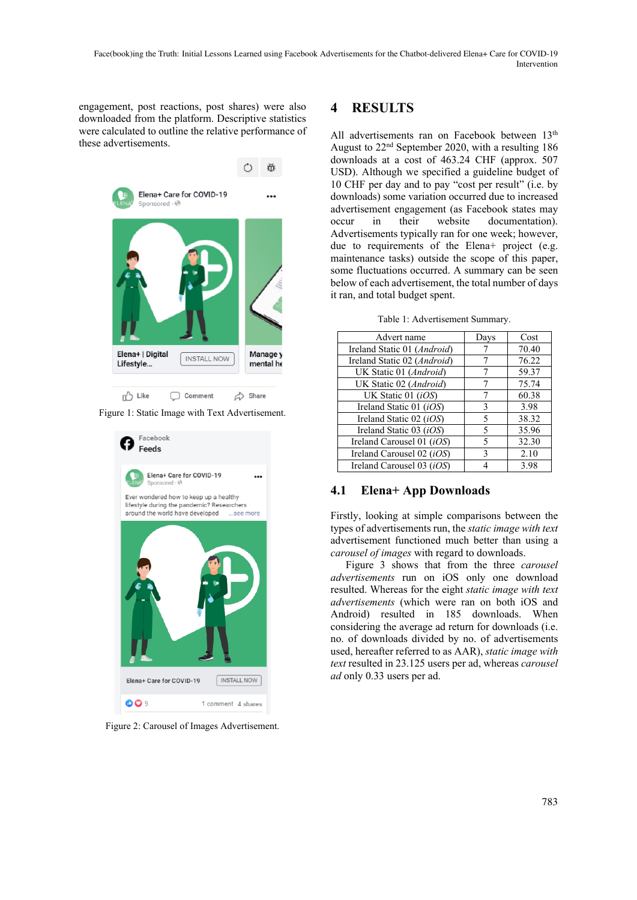engagement, post reactions, post shares) were also downloaded from the platform. Descriptive statistics were calculated to outline the relative performance of these advertisements.

Figure 1: Static Image with Text Advertisement.

Figure 2: Carousel of Images Advertisement.

# 4 RESULTS

All advertisements ran on Facebook between 13th August to 22nd September 2020, with a resulting 186 downloads at a cost of 463.24 CHF (approx. 507 USD). Although we specified a guideline budget of 10 CHF per day and to pay "cost per result" (i.e. by downloads) some variation occurred due to increased advertisement engagement (as Facebook states may occur in their website documentation). Advertisements typically ran for one week; however, due to requirements of the Elena+ project (e.g. maintenance tasks) outside the scope of this paper, some fluctuations occurred. A summary can be seen below of each advertisement, the total number of days it ran, and total budget spent.

Table 1: Advertisement Summary.

| Advert name | Days | Cost |
|---|---|---|
| Ireland Static 01 (*Android*) | 7 | 70.40 |
| Ireland Static 02 (*Android*) | 7 | 76.22 |
| UK Static 01 (*Android*) | 7 | 59.37 |
| UK Static 02 (*Android*) | 7 | 75.74 |
| UK Static 01 (*iOS*) | 7 | 60.38 |
| Ireland Static 01 (*iOS*) | 3 | 3.98 |
| Ireland Static 02 (*iOS*) | 5 | 38.32 |
| Ireland Static 03 (*iOS*) | 5 | 35.96 |
| Ireland Carousel 01 (*iOS*) | 5 | 32.30 |
| Ireland Carousel 02 (*iOS*) | 3 | 2.10 |
| Ireland Carousel 03 (*iOS*) | 4 | 3.98 |

## 4.1 Elena+ App Downloads

Firstly, looking at simple comparisons between the types of advertisements run, the *static image with text* advertisement functioned much better than using a *carousel of images* with regard to downloads.

Figure 3 shows that from the three *carousel advertisements* run on iOS only one download resulted. Whereas for the eight *static image with text advertisements* (which were ran on both iOS and Android) resulted in 185 downloads. When considering the average ad return for downloads (i.e. no. of downloads divided by no. of advertisements used, hereafter referred to as AAR), *static image with text* resulted in 23.125 users per ad, whereas *carousel ad* only 0.33 users per ad.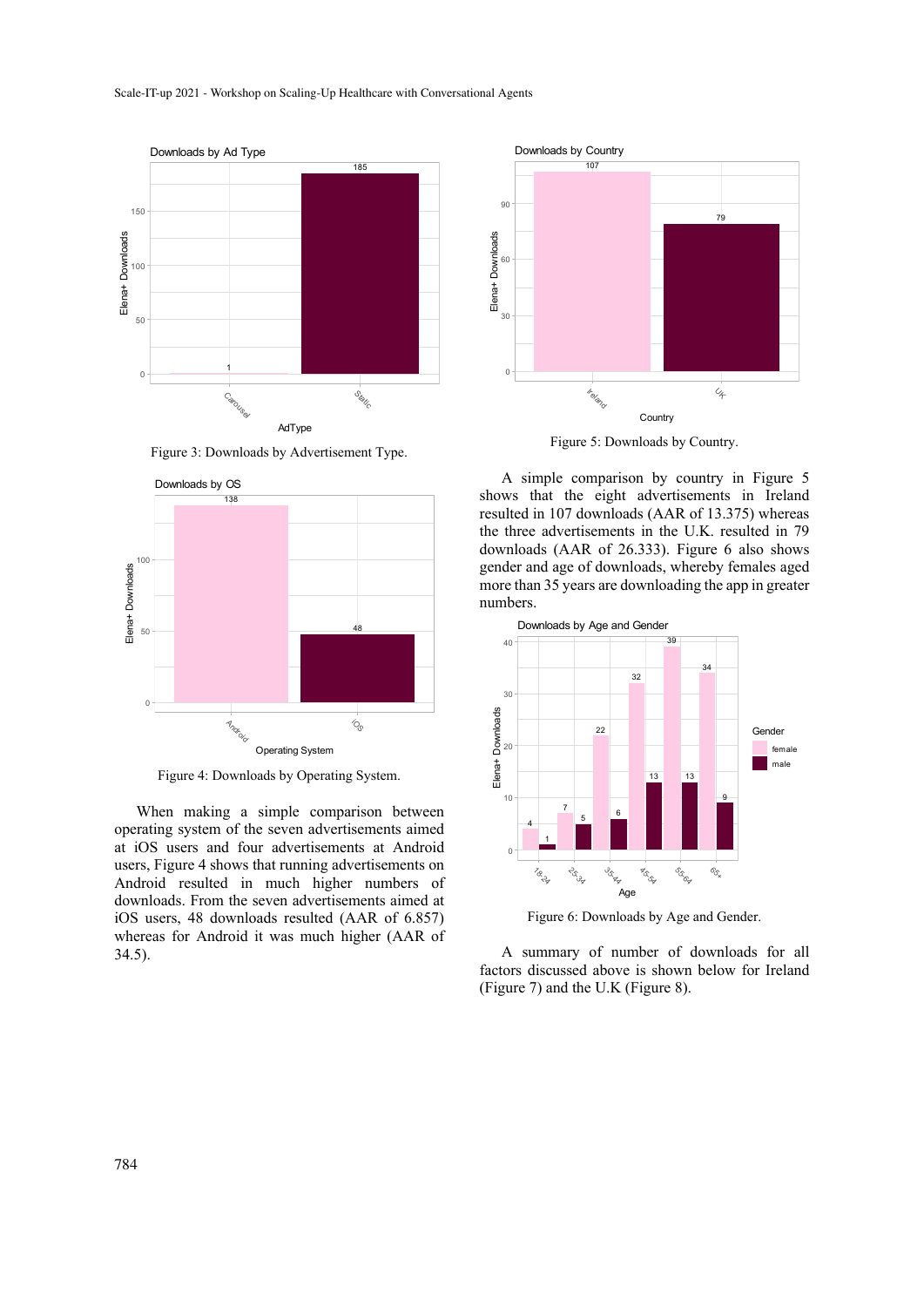Figure 3: Downloads by Advertisement Type.

Figure 4: Downloads by Operating System.

When making a simple comparison between operating system of the seven advertisements aimed at iOS users and four advertisements at Android users, Figure 4 shows that running advertisements on Android resulted in much higher numbers of downloads. From the seven advertisements aimed at iOS users, 48 downloads resulted (AAR of 6.857) whereas for Android it was much higher (AAR of 34.5).

Figure 5: Downloads by Country.

A simple comparison by country in Figure 5 shows that the eight advertisements in Ireland resulted in 107 downloads (AAR of 13.375) whereas the three advertisements in the U.K. resulted in 79 downloads (AAR of 26.333). Figure 6 also shows gender and age of downloads, whereby females aged more than 35 years are downloading the app in greater numbers.

Figure 6: Downloads by Age and Gender.

A summary of number of downloads for all factors discussed above is shown below for Ireland (Figure 7) and the U.K (Figure 8).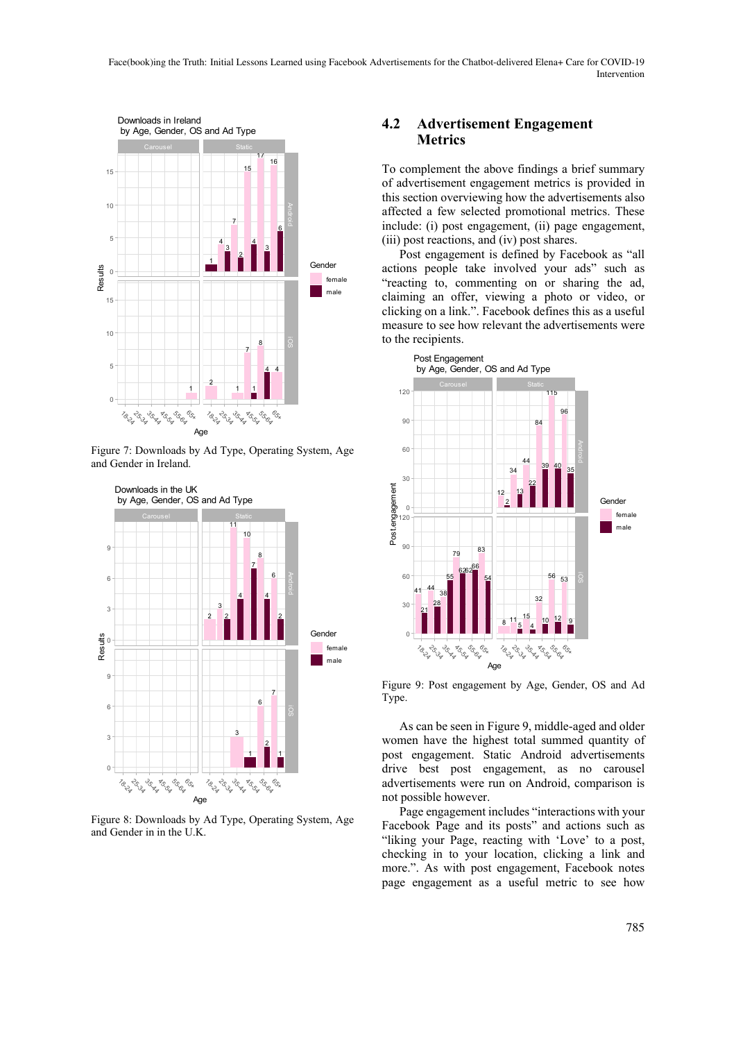Figure 7: Downloads by Ad Type, Operating System, Age and Gender in Ireland.

Figure 8: Downloads by Ad Type, Operating System, Age and Gender in in the U.K.

## 4.2 Advertisement Engagement Metrics

To complement the above findings a brief summary of advertisement engagement metrics is provided in this section overviewing how the advertisements also affected a few selected promotional metrics. These include: (i) post engagement, (ii) page engagement, (iii) post reactions, and (iv) post shares.

Post engagement is defined by Facebook as "all actions people take involved your ads" such as "reacting to, commenting on or sharing the ad, claiming an offer, viewing a photo or video, or clicking on a link.". Facebook defines this as a useful measure to see how relevant the advertisements were to the recipients.

Figure 9: Post engagement by Age, Gender, OS and Ad Type.

As can be seen in Figure 9, middle-aged and older women have the highest total summed quantity of post engagement. Static Android advertisements drive best post engagement, as no carousel advertisements were run on Android, comparison is not possible however.

Page engagement includes "interactions with your Facebook Page and its posts" and actions such as "liking your Page, reacting with 'Love' to a post, checking in to your location, clicking a link and more.". As with post engagement, Facebook notes page engagement as a useful metric to see how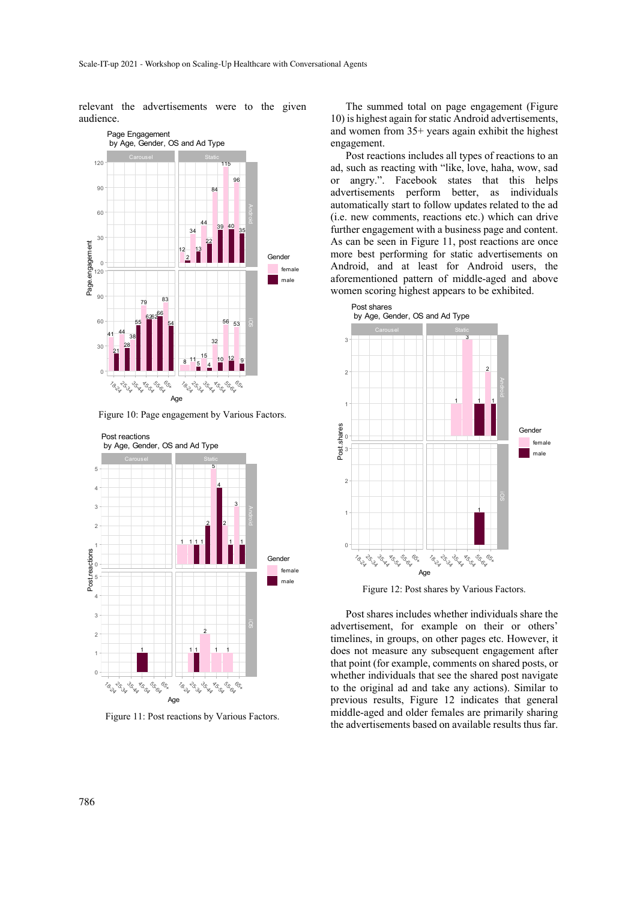relevant the advertisements were to the given audience.

Figure 10: Page engagement by Various Factors.

Figure 11: Post reactions by Various Factors.

The summed total on page engagement (Figure 10) is highest again for static Android advertisements, and women from 35+ years again exhibit the highest engagement.

Post reactions includes all types of reactions to an ad, such as reacting with "like, love, haha, wow, sad or angry.". Facebook states that this helps advertisements perform better, as individuals automatically start to follow updates related to the ad (i.e. new comments, reactions etc.) which can drive further engagement with a business page and content. As can be seen in Figure 11, post reactions are once more best performing for static advertisements on Android, and at least for Android users, the aforementioned pattern of middle-aged and above women scoring highest appears to be exhibited.

Figure 12: Post shares by Various Factors.

Post shares includes whether individuals share the advertisement, for example on their or others' timelines, in groups, on other pages etc. However, it does not measure any subsequent engagement after that point (for example, comments on shared posts, or whether individuals that see the shared post navigate to the original ad and take any actions). Similar to previous results, Figure 12 indicates that general middle-aged and older females are primarily sharing the advertisements based on available results thus far.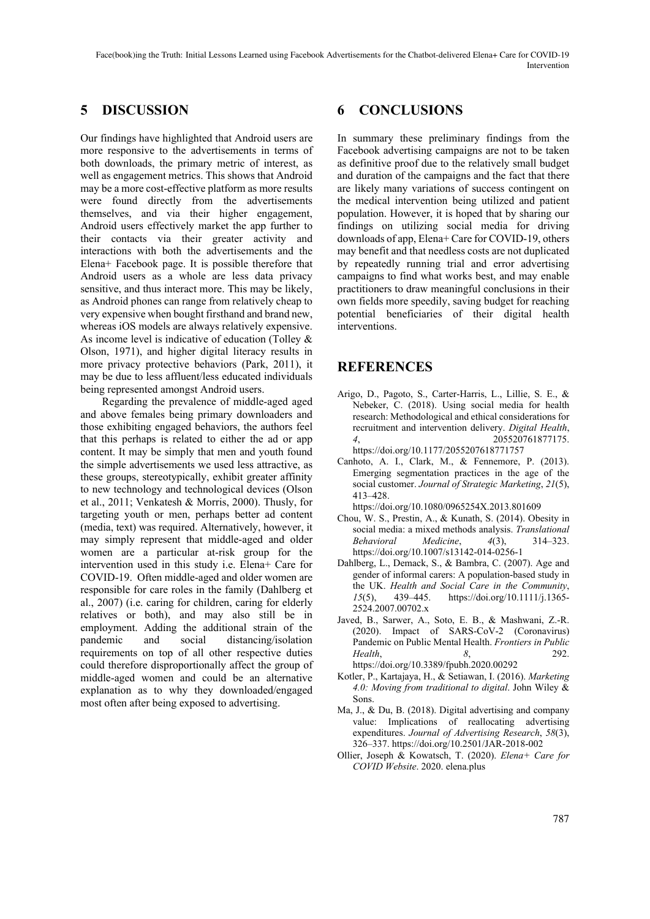## 5 DISCUSSION

Our findings have highlighted that Android users are more responsive to the advertisements in terms of both downloads, the primary metric of interest, as well as engagement metrics. This shows that Android may be a more cost-effective platform as more results were found directly from the advertisements themselves, and via their higher engagement, Android users effectively market the app further to their contacts via their greater activity and interactions with both the advertisements and the Elena+ Facebook page. It is possible therefore that Android users as a whole are less data privacy sensitive, and thus interact more. This may be likely, as Android phones can range from relatively cheap to very expensive when bought firsthand and brand new, whereas iOS models are always relatively expensive. As income level is indicative of education (Tolley & Olson, 1971), and higher digital literacy results in more privacy protective behaviors (Park, 2011), it may be due to less affluent/less educated individuals being represented amongst Android users.

Regarding the prevalence of middle-aged aged and above females being primary downloaders and those exhibiting engaged behaviors, the authors feel that this perhaps is related to either the ad or app content. It may be simply that men and youth found the simple advertisements we used less attractive, as these groups, stereotypically, exhibit greater affinity to new technology and technological devices (Olson et al., 2011; Venkatesh & Morris, 2000). Thusly, for targeting youth or men, perhaps better ad content (media, text) was required. Alternatively, however, it may simply represent that middle-aged and older women are a particular at-risk group for the intervention used in this study i.e. Elena+ Care for COVID-19. Often middle-aged and older women are responsible for care roles in the family (Dahlberg et al., 2007) (i.e. caring for children, caring for elderly relatives or both), and may also still be in employment. Adding the additional strain of the pandemic and social distancing/isolation requirements on top of all other respective duties could therefore disproportionally affect the group of middle-aged women and could be an alternative explanation as to why they downloaded/engaged most often after being exposed to advertising.

## 6 CONCLUSIONS

In summary these preliminary findings from the Facebook advertising campaigns are not to be taken as definitive proof due to the relatively small budget and duration of the campaigns and the fact that there are likely many variations of success contingent on the medical intervention being utilized and patient population. However, it is hoped that by sharing our findings on utilizing social media for driving downloads of app, Elena+ Care for COVID-19, others may benefit and that needless costs are not duplicated by repeatedly running trial and error advertising campaigns to find what works best, and may enable practitioners to draw meaningful conclusions in their own fields more speedily, saving budget for reaching potential beneficiaries of their digital health interventions.

## REFERENCES

Arigo, D., Pagoto, S., Carter-Harris, L., Lillie, S. E., & Nebeker, C. (2018). Using social media for health research: Methodological and ethical considerations for recruitment and intervention delivery. *Digital Health*, *4*, 205520761877175. https://doi.org/10.1177/2055207618771757

Canhoto, A. I., Clark, M., & Fennemore, P. (2013). Emerging segmentation practices in the age of the social customer. *Journal of Strategic Marketing*, *21*(5), 413–428. https://doi.org/10.1080/0965254X.2013.801609

Chou, W. S., Prestin, A., & Kunath, S. (2014). Obesity in social media: a mixed methods analysis. *Translational Behavioral Medicine*, *4*(3), 314–323. https://doi.org/10.1007/s13142-014-0256-1

Dahlberg, L., Demack, S., & Bambra, C. (2007). Age and gender of informal carers: A population-based study in the UK. *Health and Social Care in the Community*, *15*(5), 439–445. https://doi.org/10.1111/j.1365-2524.2007.00702.x

Javed, B., Sarwer, A., Soto, E. B., & Mashwani, Z.-R. (2020). Impact of SARS-CoV-2 (Coronavirus) Pandemic on Public Mental Health. *Frontiers in Public Health*, *8*, 292. https://doi.org/10.3389/fpubh.2020.00292

Kotler, P., Kartajaya, H., & Setiawan, I. (2016). *Marketing 4.0: Moving from traditional to digital*. John Wiley & Sons.

Ma, J., & Du, B. (2018). Digital advertising and company value: Implications of reallocating advertising expenditures. *Journal of Advertising Research*, *58*(3), 326–337. https://doi.org/10.2501/JAR-2018-002

Ollier, Joseph & Kowatsch, T. (2020). *Elena+ Care for COVID Website*. 2020. elena.plus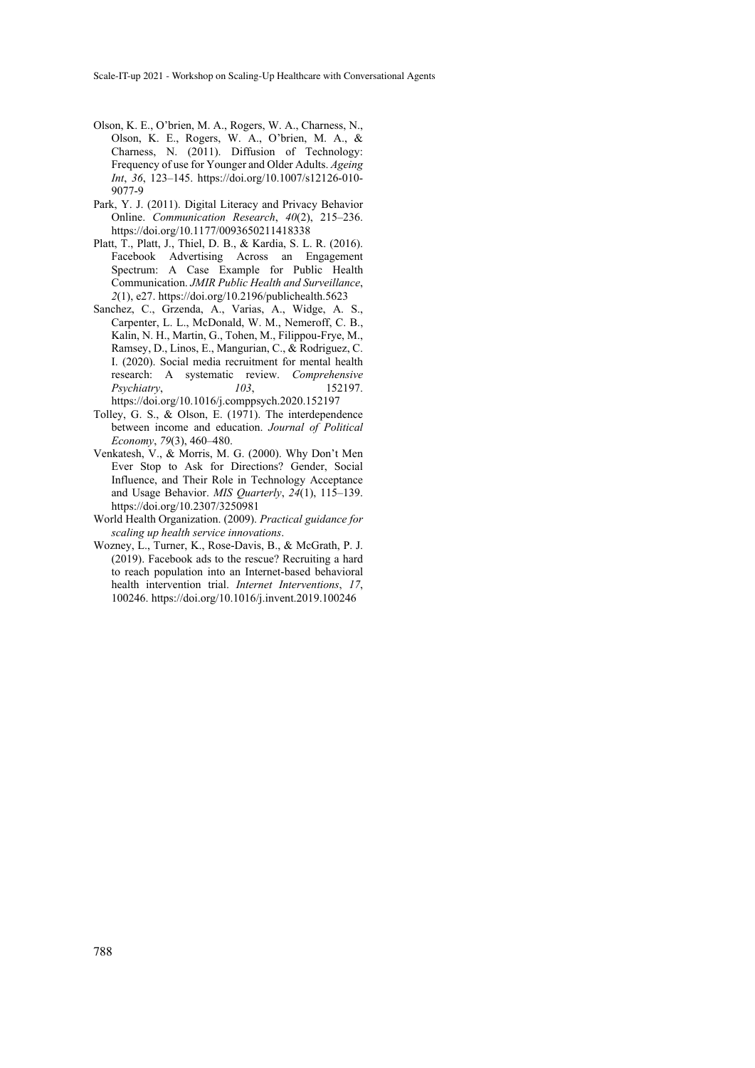Olson, K. E., O'brien, M. A., Rogers, W. A., Charness, N., Olson, K. E., Rogers, W. A., O'brien, M. A., & Charness, N. (2011). Diffusion of Technology: Frequency of use for Younger and Older Adults. *Ageing Int*, *36*, 123–145. https://doi.org/10.1007/s12126-010-9077-9

Park, Y. J. (2011). Digital Literacy and Privacy Behavior Online. *Communication Research*, *40*(2), 215–236. https://doi.org/10.1177/0093650211418338

Platt, T., Platt, J., Thiel, D. B., & Kardia, S. L. R. (2016). Facebook Advertising Across an Engagement Spectrum: A Case Example for Public Health Communication. *JMIR Public Health and Surveillance*, *2*(1), e27. https://doi.org/10.2196/publichealth.5623

Sanchez, C., Grzenda, A., Varias, A., Widge, A. S., Carpenter, L. L., McDonald, W. M., Nemeroff, C. B., Kalin, N. H., Martin, G., Tohen, M., Filippou-Frye, M., Ramsey, D., Linos, E., Mangurian, C., & Rodriguez, C. I. (2020). Social media recruitment for mental health research: A systematic review. *Comprehensive Psychiatry*, *103*, 152197. https://doi.org/10.1016/j.comppsych.2020.152197

Tolley, G. S., & Olson, E. (1971). The interdependence between income and education. *Journal of Political Economy*, *79*(3), 460–480.

Venkatesh, V., & Morris, M. G. (2000). Why Don't Men Ever Stop to Ask for Directions? Gender, Social Influence, and Their Role in Technology Acceptance and Usage Behavior. *MIS Quarterly*, *24*(1), 115–139. https://doi.org/10.2307/3250981

World Health Organization. (2009). *Practical guidance for scaling up health service innovations*.

Wozney, L., Turner, K., Rose-Davis, B., & McGrath, P. J. (2019). Facebook ads to the rescue? Recruiting a hard to reach population into an Internet-based behavioral health intervention trial. *Internet Interventions*, *17*, 100246. https://doi.org/10.1016/j.invent.2019.100246